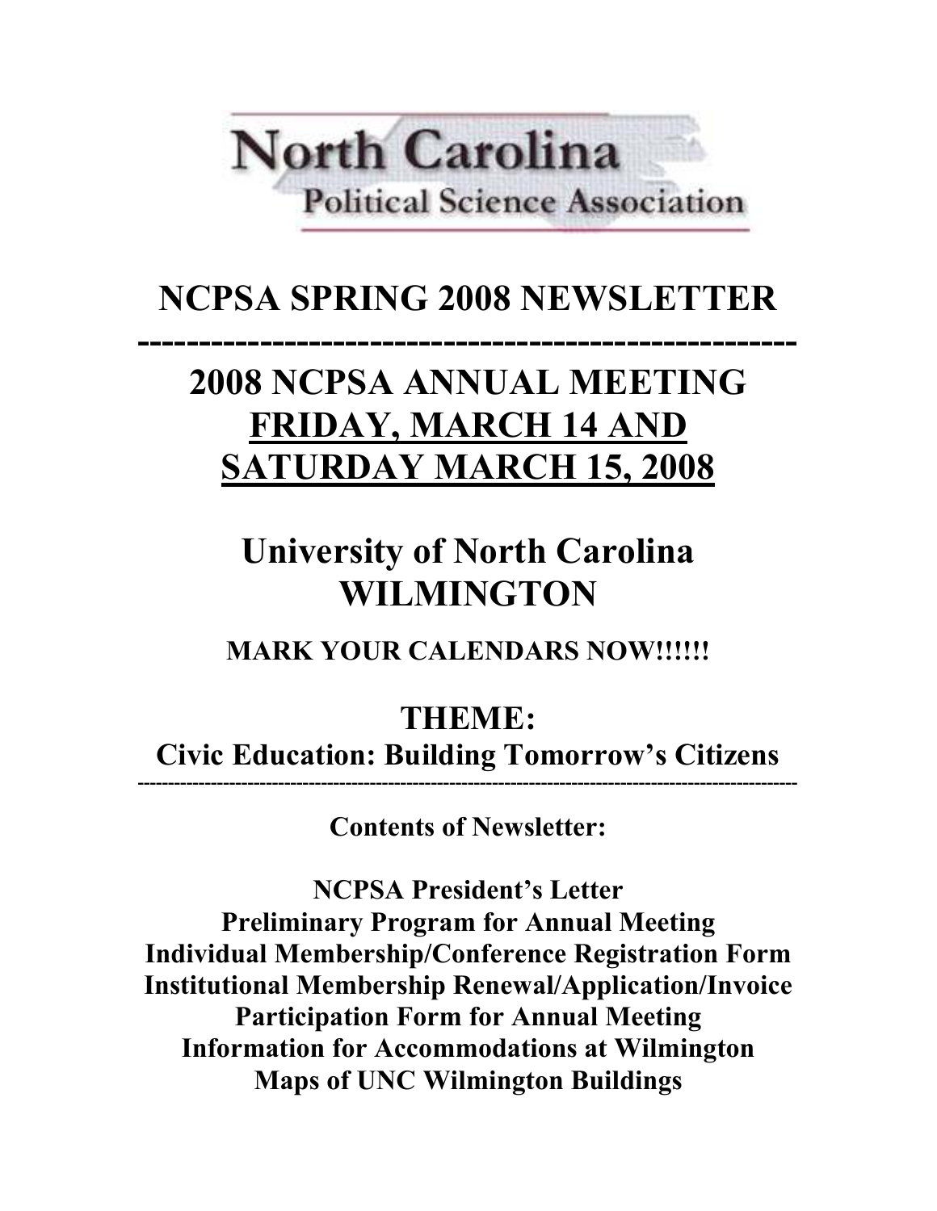North Carolina
Political Science Association

# NCPSA SPRING 2008 NEWSLETTER

---

# 2008 NCPSA ANNUAL MEETING
# FRIDAY, MARCH 14 AND SATURDAY MARCH 15, 2008

# University of North Carolina WILMINGTON

**MARK YOUR CALENDARS NOW!!!!!!**

## THEME:
## Civic Education: Building Tomorrow's Citizens

---

**Contents of Newsletter:**

**NCPSA President's Letter**
**Preliminary Program for Annual Meeting**
**Individual Membership/Conference Registration Form**
**Institutional Membership Renewal/Application/Invoice**
**Participation Form for Annual Meeting**
**Information for Accommodations at Wilmington**
**Maps of UNC Wilmington Buildings**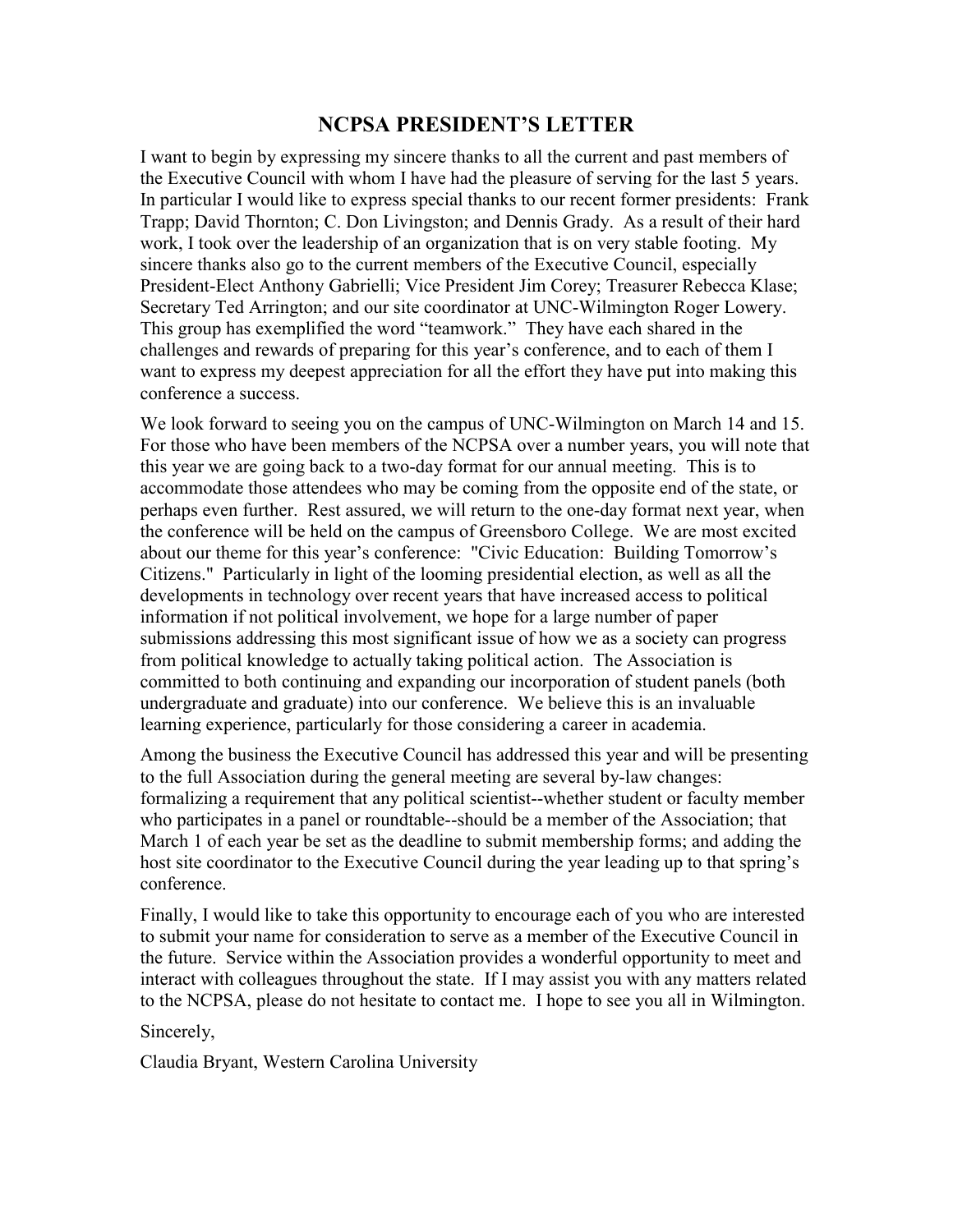# NCPSA PRESIDENT'S LETTER

I want to begin by expressing my sincere thanks to all the current and past members of the Executive Council with whom I have had the pleasure of serving for the last 5 years. In particular I would like to express special thanks to our recent former presidents: Frank Trapp; David Thornton; C. Don Livingston; and Dennis Grady. As a result of their hard work, I took over the leadership of an organization that is on very stable footing. My sincere thanks also go to the current members of the Executive Council, especially President-Elect Anthony Gabrielli; Vice President Jim Corey; Treasurer Rebecca Klase; Secretary Ted Arrington; and our site coordinator at UNC-Wilmington Roger Lowery. This group has exemplified the word "teamwork." They have each shared in the challenges and rewards of preparing for this year's conference, and to each of them I want to express my deepest appreciation for all the effort they have put into making this conference a success.

We look forward to seeing you on the campus of UNC-Wilmington on March 14 and 15. For those who have been members of the NCPSA over a number years, you will note that this year we are going back to a two-day format for our annual meeting. This is to accommodate those attendees who may be coming from the opposite end of the state, or perhaps even further. Rest assured, we will return to the one-day format next year, when the conference will be held on the campus of Greensboro College. We are most excited about our theme for this year's conference: "Civic Education: Building Tomorrow's Citizens." Particularly in light of the looming presidential election, as well as all the developments in technology over recent years that have increased access to political information if not political involvement, we hope for a large number of paper submissions addressing this most significant issue of how we as a society can progress from political knowledge to actually taking political action. The Association is committed to both continuing and expanding our incorporation of student panels (both undergraduate and graduate) into our conference. We believe this is an invaluable learning experience, particularly for those considering a career in academia.

Among the business the Executive Council has addressed this year and will be presenting to the full Association during the general meeting are several by-law changes: formalizing a requirement that any political scientist--whether student or faculty member who participates in a panel or roundtable--should be a member of the Association; that March 1 of each year be set as the deadline to submit membership forms; and adding the host site coordinator to the Executive Council during the year leading up to that spring's conference.

Finally, I would like to take this opportunity to encourage each of you who are interested to submit your name for consideration to serve as a member of the Executive Council in the future. Service within the Association provides a wonderful opportunity to meet and interact with colleagues throughout the state. If I may assist you with any matters related to the NCPSA, please do not hesitate to contact me. I hope to see you all in Wilmington.

Sincerely,

Claudia Bryant, Western Carolina University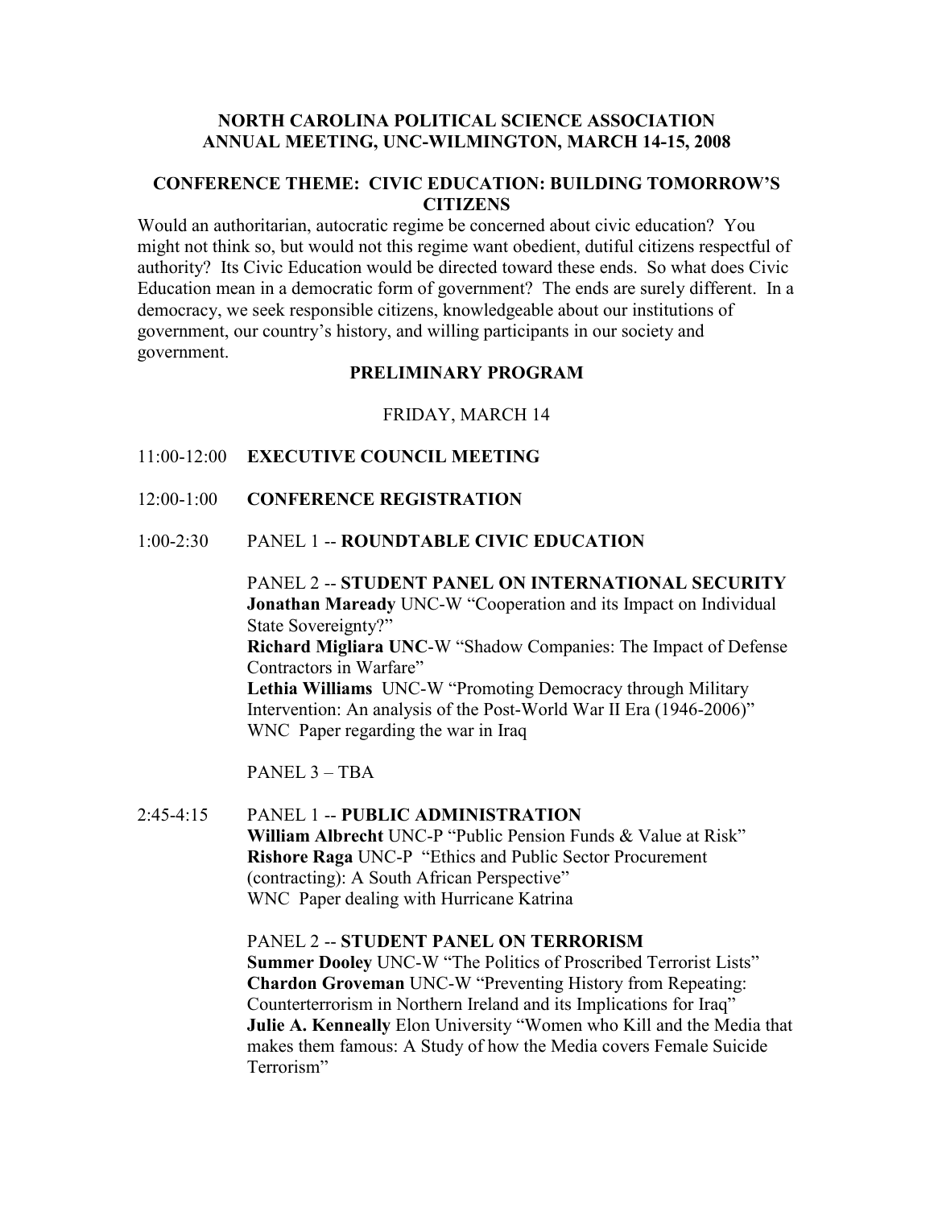**NORTH CAROLINA POLITICAL SCIENCE ASSOCIATION**
**ANNUAL MEETING, UNC-WILMINGTON, MARCH 14-15, 2008**

## CONFERENCE THEME: CIVIC EDUCATION: BUILDING TOMORROW'S CITIZENS

Would an authoritarian, autocratic regime be concerned about civic education? You might not think so, but would not this regime want obedient, dutiful citizens respectful of authority? Its Civic Education would be directed toward these ends. So what does Civic Education mean in a democratic form of government? The ends are surely different. In a democracy, we seek responsible citizens, knowledgeable about our institutions of government, our country's history, and willing participants in our society and government.

## PRELIMINARY PROGRAM

FRIDAY, MARCH 14

11:00-12:00 **EXECUTIVE COUNCIL MEETING**

12:00-1:00 **CONFERENCE REGISTRATION**

1:00-2:30 PANEL 1 -- **ROUNDTABLE CIVIC EDUCATION**

PANEL 2 -- **STUDENT PANEL ON INTERNATIONAL SECURITY**
**Jonathan Maready** UNC-W "Cooperation and its Impact on Individual State Sovereignty?"
**Richard Migliara UNC**-W "Shadow Companies: The Impact of Defense Contractors in Warfare"
**Lethia Williams** UNC-W "Promoting Democracy through Military Intervention: An analysis of the Post-World War II Era (1946-2006)"
WNC Paper regarding the war in Iraq

PANEL 3 – TBA

2:45-4:15 PANEL 1 -- **PUBLIC ADMINISTRATION**
**William Albrecht** UNC-P "Public Pension Funds & Value at Risk"
**Rishore Raga** UNC-P "Ethics and Public Sector Procurement (contracting): A South African Perspective"
WNC Paper dealing with Hurricane Katrina

PANEL 2 -- **STUDENT PANEL ON TERRORISM**
**Summer Dooley** UNC-W "The Politics of Proscribed Terrorist Lists"
**Chardon Groveman** UNC-W "Preventing History from Repeating: Counterterrorism in Northern Ireland and its Implications for Iraq"
**Julie A. Kenneally** Elon University "Women who Kill and the Media that makes them famous: A Study of how the Media covers Female Suicide Terrorism"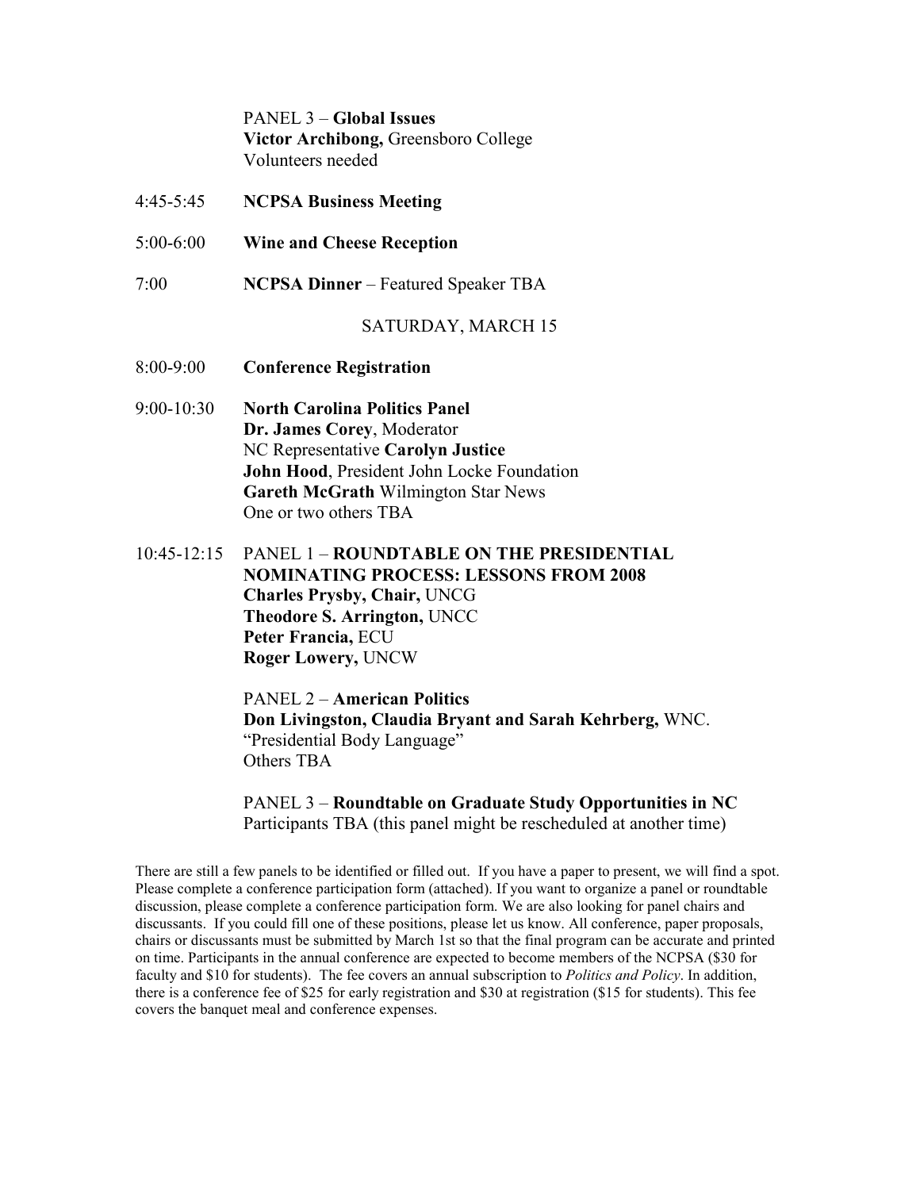PANEL 3 – **Global Issues**
**Victor Archibong,** Greensboro College
Volunteers needed

4:45-5:45 **NCPSA Business Meeting**

5:00-6:00 **Wine and Cheese Reception**

7:00 **NCPSA Dinner** – Featured Speaker TBA

## SATURDAY, MARCH 15

8:00-9:00 **Conference Registration**

9:00-10:30 **North Carolina Politics Panel**
**Dr. James Corey**, Moderator
NC Representative **Carolyn Justice**
**John Hood**, President John Locke Foundation
**Gareth McGrath** Wilmington Star News
One or two others TBA

10:45-12:15 PANEL 1 – **ROUNDTABLE ON THE PRESIDENTIAL NOMINATING PROCESS: LESSONS FROM 2008**
**Charles Prysby, Chair,** UNCG
**Theodore S. Arrington,** UNCC
**Peter Francia,** ECU
**Roger Lowery,** UNCW

PANEL 2 – **American Politics**
**Don Livingston, Claudia Bryant and Sarah Kehrberg,** WNC.
"Presidential Body Language"
Others TBA

PANEL 3 – **Roundtable on Graduate Study Opportunities in NC**
Participants TBA (this panel might be rescheduled at another time)

There are still a few panels to be identified or filled out. If you have a paper to present, we will find a spot. Please complete a conference participation form (attached). If you want to organize a panel or roundtable discussion, please complete a conference participation form. We are also looking for panel chairs and discussants. If you could fill one of these positions, please let us know. All conference, paper proposals, chairs or discussants must be submitted by March 1st so that the final program can be accurate and printed on time. Participants in the annual conference are expected to become members of the NCPSA ($30 for faculty and $10 for students). The fee covers an annual subscription to *Politics and Policy*. In addition, there is a conference fee of $25 for early registration and $30 at registration ($15 for students). This fee covers the banquet meal and conference expenses.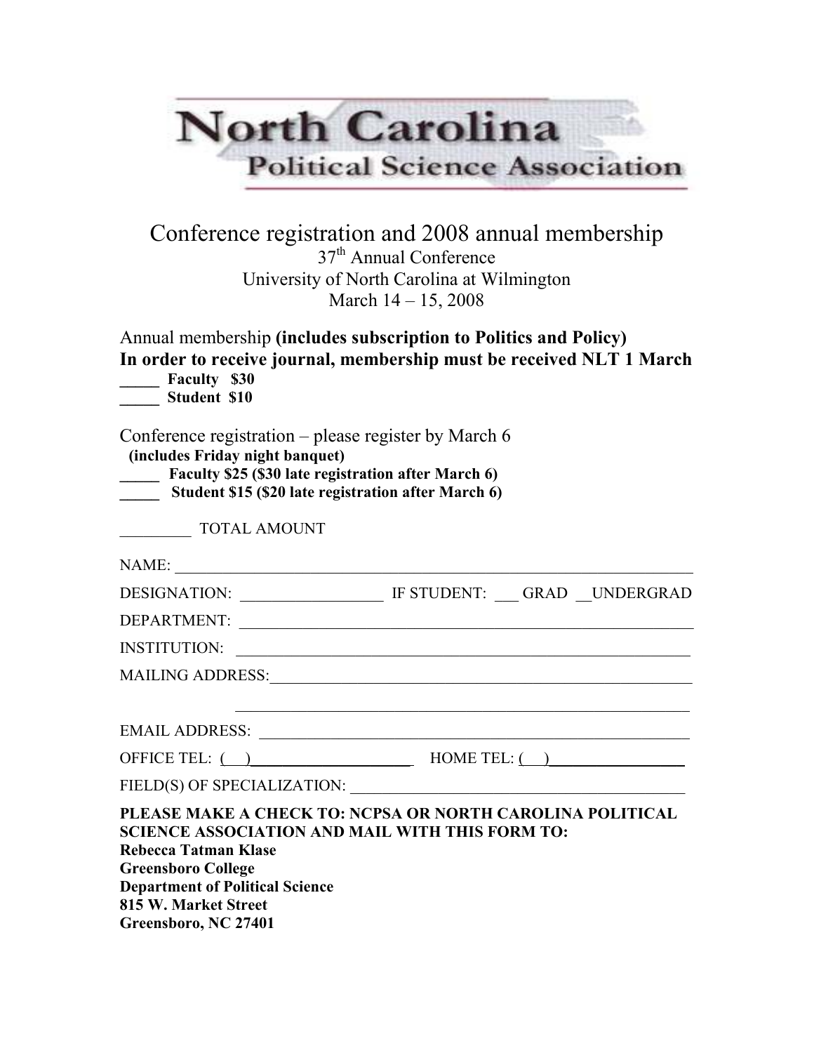# North Carolina Political Science Association

## Conference registration and 2008 annual membership

37th Annual Conference
University of North Carolina at Wilmington
March 14 – 15, 2008

Annual membership **(includes subscription to Politics and Policy)**
**In order to receive journal, membership must be received NLT 1 March**

**_____ Faculty $30**
**_____ Student $10**

Conference registration – please register by March 6
**(includes Friday night banquet)**

**_____ Faculty $25 ($30 late registration after March 6)**
**_____ Student $15 ($20 late registration after March 6)**

_________ TOTAL AMOUNT

NAME: ____________________________________________________________

DESIGNATION: _________________ IF STUDENT: ___ GRAD __UNDERGRAD

DEPARTMENT: ______________________________________________________

INSTITUTION: ______________________________________________________

MAILING ADDRESS:__________________________________________________

______________________________________________________

EMAIL ADDRESS: ___________________________________________________

OFFICE TEL: (   )____________________ HOME TEL: (   )________________

FIELD(S) OF SPECIALIZATION: _________________________________________

**PLEASE MAKE A CHECK TO: NCPSA OR NORTH CAROLINA POLITICAL SCIENCE ASSOCIATION AND MAIL WITH THIS FORM TO:**
**Rebecca Tatman Klase**
**Greensboro College**
**Department of Political Science**
**815 W. Market Street**
**Greensboro, NC 27401**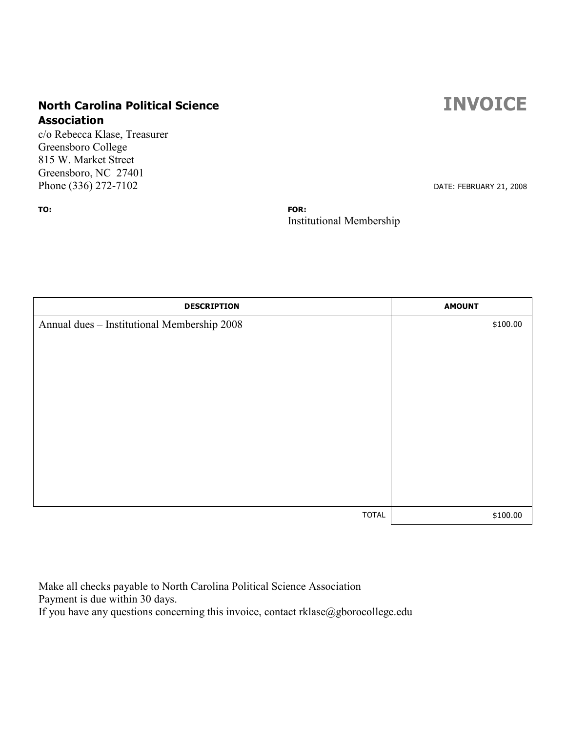**North Carolina Political Science Association**

c/o Rebecca Klase, Treasurer
Greensboro College
815 W. Market Street
Greensboro, NC 27401
Phone (336) 272-7102

# INVOICE

DATE: FEBRUARY 21, 2008

**TO:**

**FOR:**
Institutional Membership

| DESCRIPTION | AMOUNT |
|---|---|
| Annual dues – Institutional Membership 2008 | $100.00 |
| TOTAL | $100.00 |

Make all checks payable to North Carolina Political Science Association
Payment is due within 30 days.
If you have any questions concerning this invoice, contact rklase@gborocollege.edu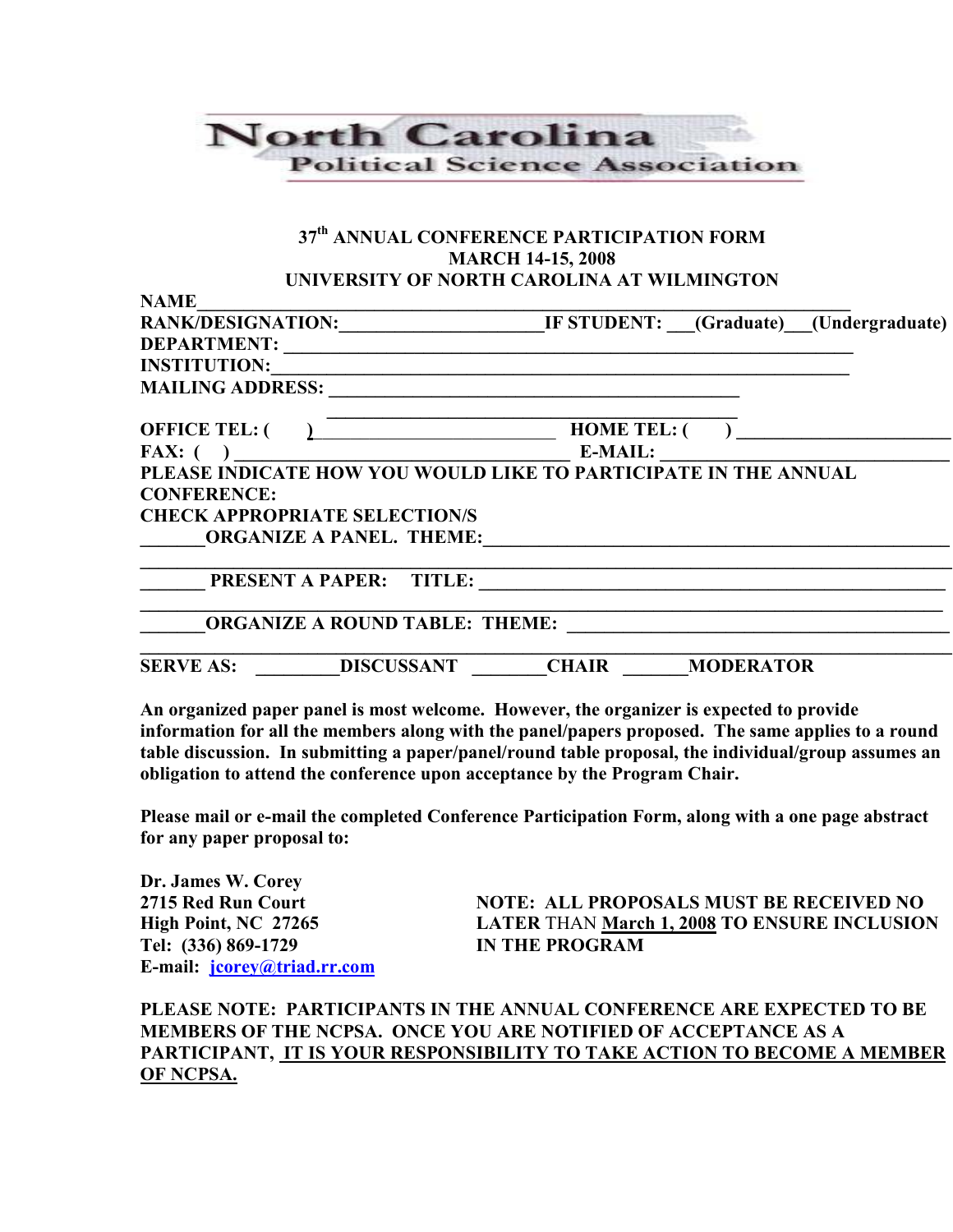# North Carolina Political Science Association

### 37th ANNUAL CONFERENCE PARTICIPATION FORM
### MARCH 14-15, 2008
### UNIVERSITY OF NORTH CAROLINA AT WILMINGTON

**NAME**______________________________________________________________

**RANK/DESIGNATION:**____________________**IF STUDENT:** ___**(Graduate)**___**(Undergraduate)**

**DEPARTMENT:** ______________________________________________________

**INSTITUTION:**______________________________________________________

**MAILING ADDRESS:** _________________________________________

_________________________________________

**OFFICE TEL: (    )**________________________ **HOME TEL: (    )** ____________________

**FAX: (   )** ________________________________ **E-MAIL:** ___________________________

**PLEASE INDICATE HOW YOU WOULD LIKE TO PARTICIPATE IN THE ANNUAL CONFERENCE:**

**CHECK APPROPRIATE SELECTION/S**

_______**ORGANIZE A PANEL. THEME:**___________________________________________

______________________________________________________________________

_______ **PRESENT A PAPER: TITLE:** __________________________________________

______________________________________________________________________

_______**ORGANIZE A ROUND TABLE: THEME:** ____________________________________

______________________________________________________________________

**SERVE AS:** ________**DISCUSSANT** _______**CHAIR** _______**MODERATOR**

**An organized paper panel is most welcome. However, the organizer is expected to provide information for all the members along with the panel/papers proposed. The same applies to a round table discussion. In submitting a paper/panel/round table proposal, the individual/group assumes an obligation to attend the conference upon acceptance by the Program Chair.**

**Please mail or e-mail the completed Conference Participation Form, along with a one page abstract for any paper proposal to:**

**Dr. James W. Corey**
**2715 Red Run Court**
**High Point, NC 27265**
**Tel: (336) 869-1729**
**E-mail: jcorey@triad.rr.com**

**NOTE: ALL PROPOSALS MUST BE RECEIVED NO LATER THAN March 1, 2008 TO ENSURE INCLUSION IN THE PROGRAM**

**PLEASE NOTE: PARTICIPANTS IN THE ANNUAL CONFERENCE ARE EXPECTED TO BE MEMBERS OF THE NCPSA. ONCE YOU ARE NOTIFIED OF ACCEPTANCE AS A PARTICIPANT, IT IS YOUR RESPONSIBILITY TO TAKE ACTION TO BECOME A MEMBER OF NCPSA.**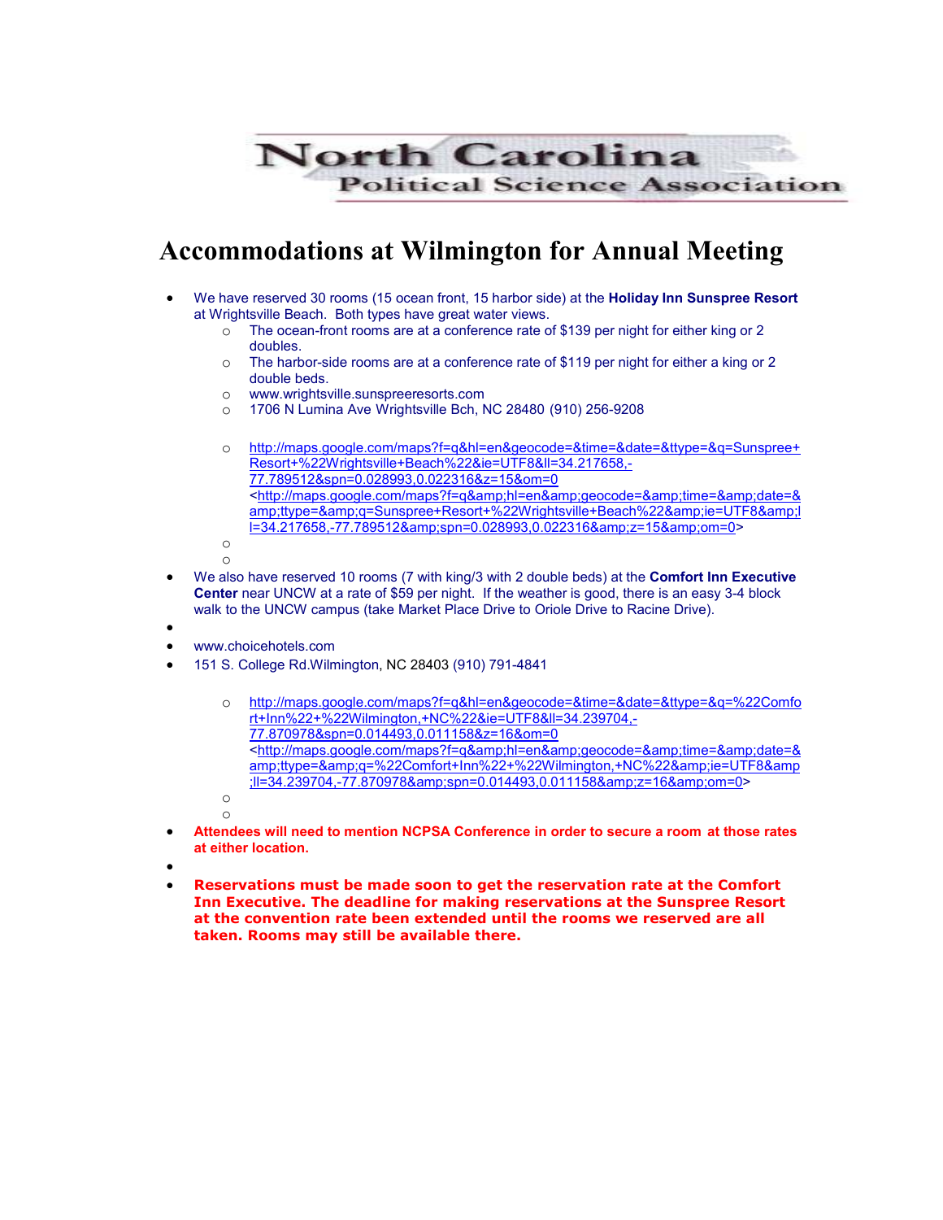North Carolina
Political Science Association

# Accommodations at Wilmington for Annual Meeting

- We have reserved 30 rooms (15 ocean front, 15 harbor side) at the **Holiday Inn Sunspree Resort** at Wrightsville Beach. Both types have great water views.
  - The ocean-front rooms are at a conference rate of $139 per night for either king or 2 doubles.
  - The harbor-side rooms are at a conference rate of $119 per night for either a king or 2 double beds.
  - www.wrightsville.sunspreeresorts.com
  - 1706 N Lumina Ave Wrightsville Bch, NC 28480 (910) 256-9208
  - http://maps.google.com/maps?f=q&hl=en&geocode=&time=&date=&ttype=&q=Sunspree+Resort+%22Wrightsville+Beach%22&ie=UTF8&ll=34.217658,-77.789512&spn=0.028993,0.022316&z=15&om=0 <http://maps.google.com/maps?f=q&amp;hl=en&amp;geocode=&amp;time=&amp;date=&amp;ttype=&amp;q=Sunspree+Resort+%22Wrightsville+Beach%22&amp;ie=UTF8&amp;ll=34.217658,-77.789512&amp;spn=0.028993,0.022316&amp;z=15&amp;om=0>
- We also have reserved 10 rooms (7 with king/3 with 2 double beds) at the **Comfort Inn Executive Center** near UNCW at a rate of $59 per night. If the weather is good, there is an easy 3-4 block walk to the UNCW campus (take Market Place Drive to Oriole Drive to Racine Drive).
- www.choicehotels.com
- 151 S. College Rd.Wilmington, NC 28403 (910) 791-4841
  - http://maps.google.com/maps?f=q&hl=en&geocode=&time=&date=&ttype=&q=%22Comfort+Inn%22+%22Wilmington,+NC%22&ie=UTF8&ll=34.239704,-77.870978&spn=0.014493,0.011158&z=16&om=0 <http://maps.google.com/maps?f=q&amp;hl=en&amp;geocode=&amp;time=&amp;date=&amp;ttype=&amp;q=%22Comfort+Inn%22+%22Wilmington,+NC%22&amp;ie=UTF8&amp;ll=34.239704,-77.870978&amp;spn=0.014493,0.011158&amp;z=16&amp;om=0>
- **Attendees will need to mention NCPSA Conference in order to secure a room at those rates at either location.**
- **Reservations must be made soon to get the reservation rate at the Comfort Inn Executive. The deadline for making reservations at the Sunspree Resort at the convention rate been extended until the rooms we reserved are all taken. Rooms may still be available there.**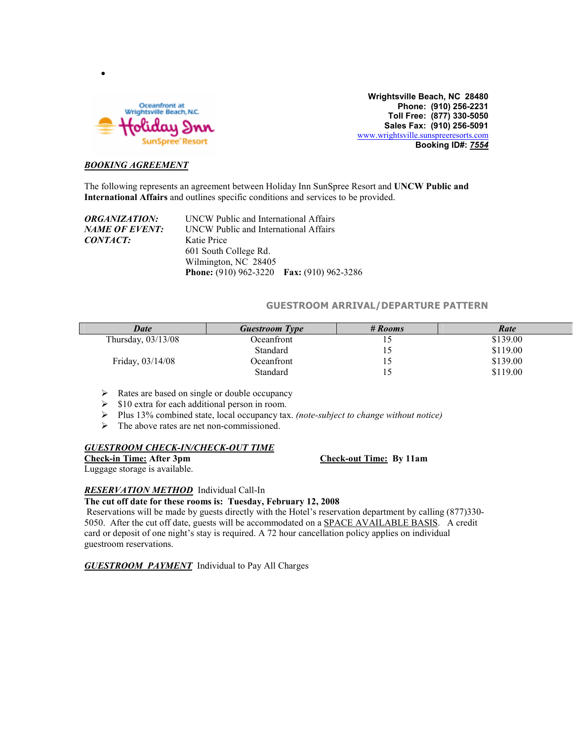•

Oceanfront at Wrightsville Beach, N.C.
Holiday Inn
SunSpree Resort

**Wrightsville Beach, NC 28480**
**Phone: (910) 256-2231**
**Toll Free: (877) 330-5050**
**Sales Fax: (910) 256-5091**
www.wrightsville.sunspreeresorts.com
**Booking ID#: *7554***

***BOOKING AGREEMENT***

The following represents an agreement between Holiday Inn SunSpree Resort and **UNCW Public and International Affairs** and outlines specific conditions and services to be provided.

***ORGANIZATION:*** UNCW Public and International Affairs
***NAME OF EVENT:*** UNCW Public and International Affairs
***CONTACT:*** Katie Price
601 South College Rd.
Wilmington, NC 28405
**Phone:** (910) 962-3220 **Fax:** (910) 962-3286

**GUESTROOM ARRIVAL/DEPARTURE PATTERN**

| *Date* | *Guestroom Type* | *# Rooms* | *Rate* |
|---|---|---|---|
| Thursday, 03/13/08 | Oceanfront | 15 | $139.00 |
| | Standard | 15 | $119.00 |
| Friday, 03/14/08 | Oceanfront | 15 | $139.00 |
| | Standard | 15 | $119.00 |

- Rates are based on single or double occupancy
- $10 extra for each additional person in room.
- Plus 13% combined state, local occupancy tax. *(note-subject to change without notice)*
- The above rates are net non-commissioned.

***GUESTROOM CHECK-IN/CHECK-OUT TIME***
**Check-in Time: After 3pm** **Check-out Time: By 11am**
Luggage storage is available.

***RESERVATION METHOD*** Individual Call-In
**The cut off date for these rooms is: Tuesday, February 12, 2008**
Reservations will be made by guests directly with the Hotel's reservation department by calling (877)330-5050. After the cut off date, guests will be accommodated on a SPACE AVAILABLE BASIS. A credit card or deposit of one night's stay is required. A 72 hour cancellation policy applies on individual guestroom reservations.

***GUESTROOM PAYMENT*** Individual to Pay All Charges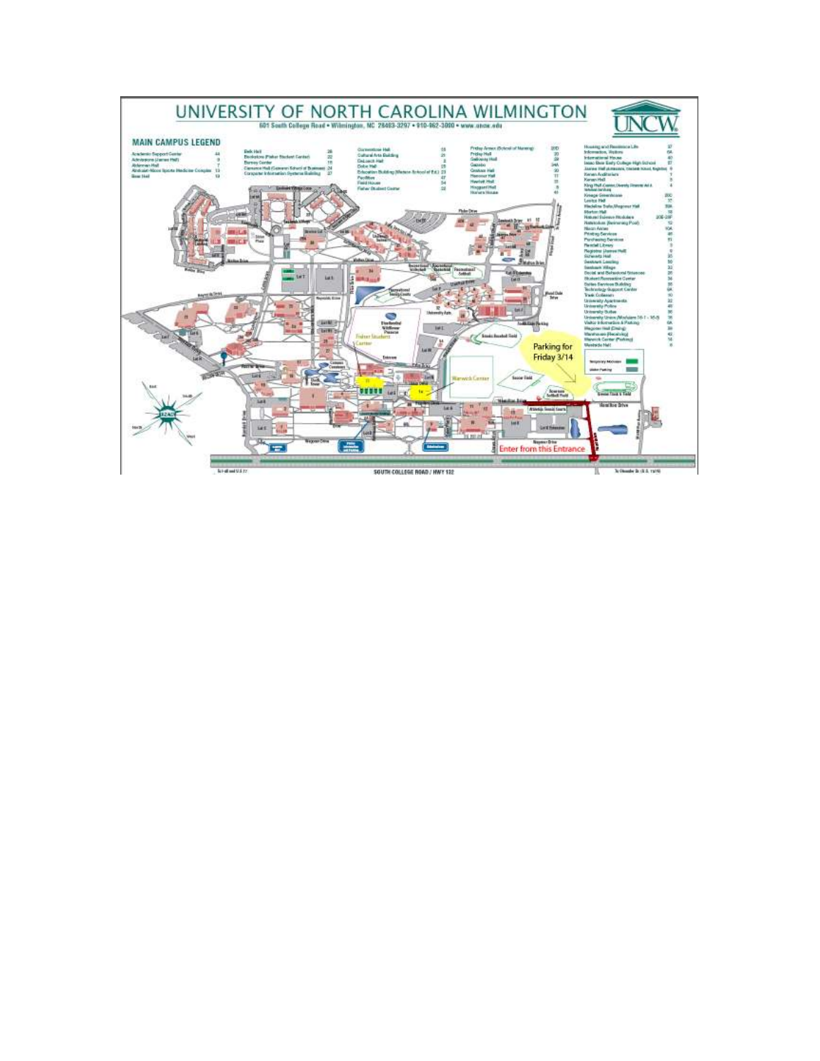# UNIVERSITY OF NORTH CAROLINA WILMINGTON

601 South College Road • Wilmington, NC 28403-3297 • 910-962-3000 • www.uncw.edu

UNCW

## MAIN CAMPUS LEGEND

Parking for Friday 3/14

Fisher Student Center

Warwick Center

Enter from this Entrance

SOUTH COLLEGE ROAD / HWY 132